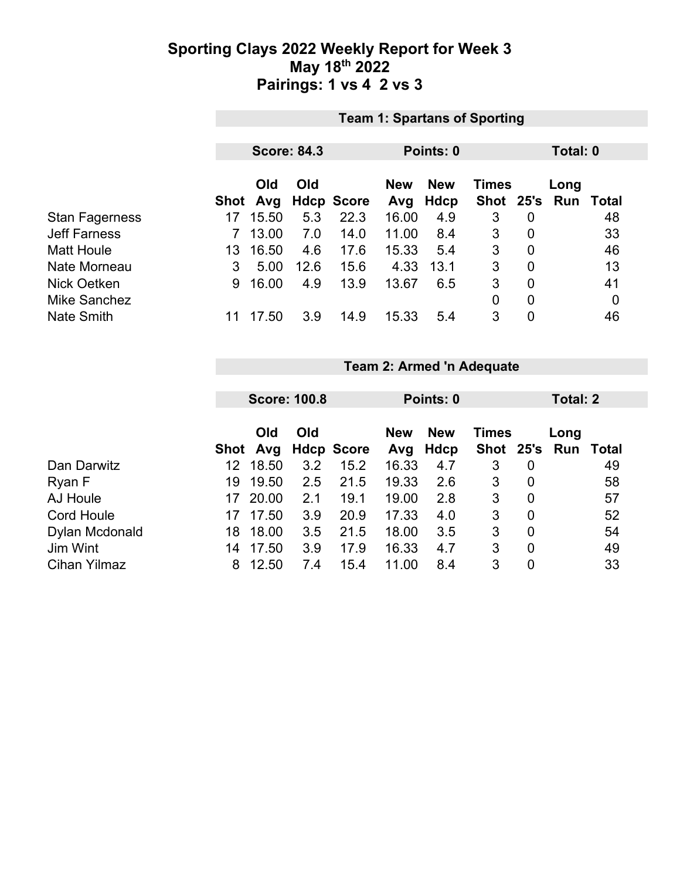# Sporting Clays 2022 Weekly Report for Week 3
## May 18th 2022
## Pairings: 1 vs 4  2 vs 3

### Team 1: Spartans of Sporting

**Score: 84.3** | **Points: 0** | **Total: 0**

| | Shot | Old Avg | Old Hdcp | Score | New Avg | New Hdcp | Times Shot | 25's | Long Run | Total |
|---|---|---|---|---|---|---|---|---|---|---|
| Stan Fagerness | 17 | 15.50 | 5.3 | 22.3 | 16.00 | 4.9 | 3 | 0 | | 48 |
| Jeff Farness | 7 | 13.00 | 7.0 | 14.0 | 11.00 | 8.4 | 3 | 0 | | 33 |
| Matt Houle | 13 | 16.50 | 4.6 | 17.6 | 15.33 | 5.4 | 3 | 0 | | 46 |
| Nate Morneau | 3 | 5.00 | 12.6 | 15.6 | 4.33 | 13.1 | 3 | 0 | | 13 |
| Nick Oetken | 9 | 16.00 | 4.9 | 13.9 | 13.67 | 6.5 | 3 | 0 | | 41 |
| Mike Sanchez | | | | | | | 0 | 0 | | 0 |
| Nate Smith | 11 | 17.50 | 3.9 | 14.9 | 15.33 | 5.4 | 3 | 0 | | 46 |

### Team 2: Armed 'n Adequate

**Score: 100.8** | **Points: 0** | **Total: 2**

| | Shot | Old Avg | Old Hdcp | Score | New Avg | New Hdcp | Times Shot | 25's | Long Run | Total |
|---|---|---|---|---|---|---|---|---|---|---|
| Dan Darwitz | 12 | 18.50 | 3.2 | 15.2 | 16.33 | 4.7 | 3 | 0 | | 49 |
| Ryan F | 19 | 19.50 | 2.5 | 21.5 | 19.33 | 2.6 | 3 | 0 | | 58 |
| AJ Houle | 17 | 20.00 | 2.1 | 19.1 | 19.00 | 2.8 | 3 | 0 | | 57 |
| Cord Houle | 17 | 17.50 | 3.9 | 20.9 | 17.33 | 4.0 | 3 | 0 | | 52 |
| Dylan Mcdonald | 18 | 18.00 | 3.5 | 21.5 | 18.00 | 3.5 | 3 | 0 | | 54 |
| Jim Wint | 14 | 17.50 | 3.9 | 17.9 | 16.33 | 4.7 | 3 | 0 | | 49 |
| Cihan Yilmaz | 8 | 12.50 | 7.4 | 15.4 | 11.00 | 8.4 | 3 | 0 | | 33 |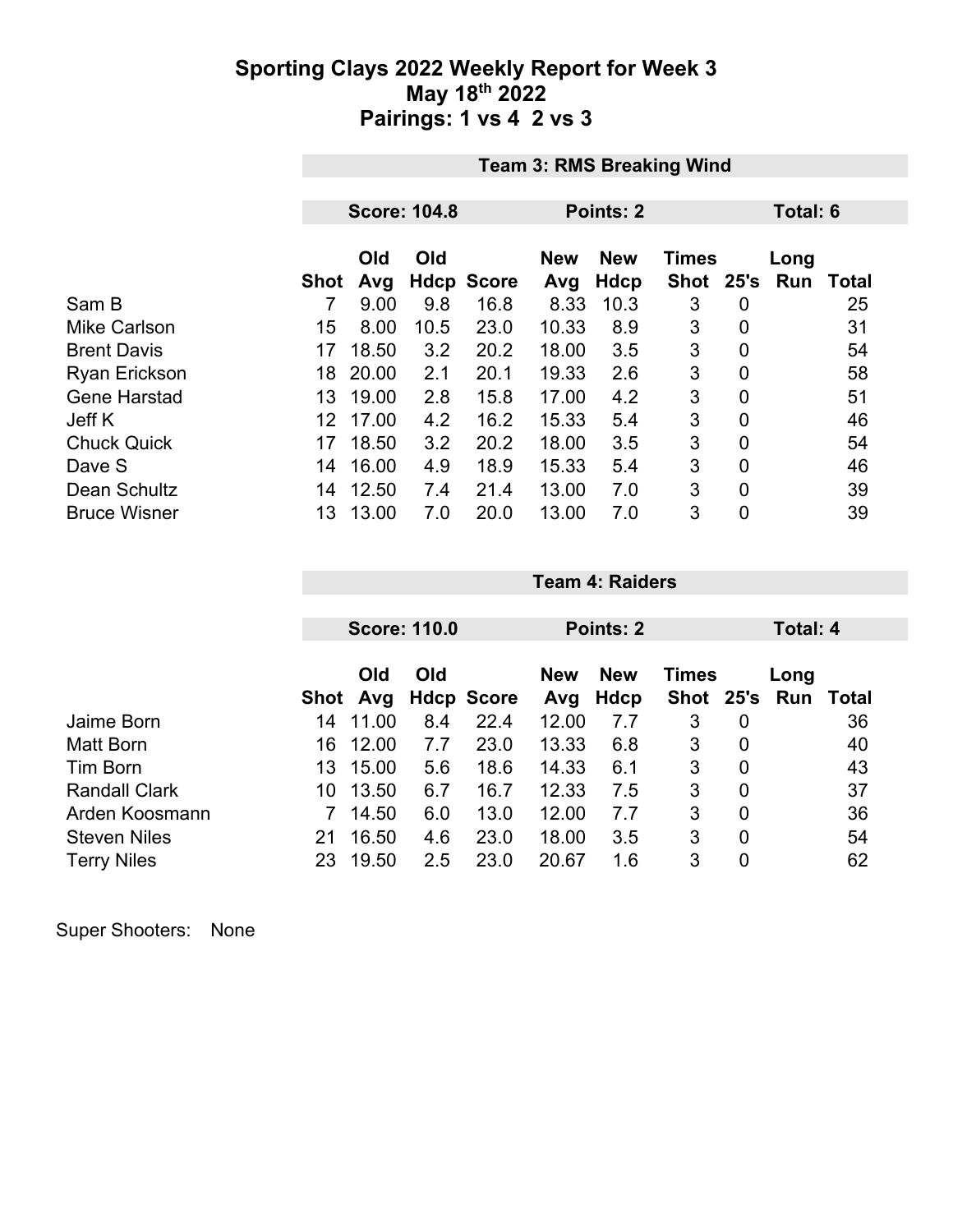# Sporting Clays 2022 Weekly Report for Week 3
## May 18th 2022
## Pairings: 1 vs 4  2 vs 3

### Team 3: RMS Breaking Wind

**Score: 104.8** | **Points: 2** | **Total: 6**

| | Shot | Old Avg | Old Hdcp | Score | New Avg | New Hdcp | Times Shot | 25's | Long Run | Total |
|---|---|---|---|---|---|---|---|---|---|---|
| Sam B | 7 | 9.00 | 9.8 | 16.8 | 8.33 | 10.3 | 3 | 0 | | 25 |
| Mike Carlson | 15 | 8.00 | 10.5 | 23.0 | 10.33 | 8.9 | 3 | 0 | | 31 |
| Brent Davis | 17 | 18.50 | 3.2 | 20.2 | 18.00 | 3.5 | 3 | 0 | | 54 |
| Ryan Erickson | 18 | 20.00 | 2.1 | 20.1 | 19.33 | 2.6 | 3 | 0 | | 58 |
| Gene Harstad | 13 | 19.00 | 2.8 | 15.8 | 17.00 | 4.2 | 3 | 0 | | 51 |
| Jeff K | 12 | 17.00 | 4.2 | 16.2 | 15.33 | 5.4 | 3 | 0 | | 46 |
| Chuck Quick | 17 | 18.50 | 3.2 | 20.2 | 18.00 | 3.5 | 3 | 0 | | 54 |
| Dave S | 14 | 16.00 | 4.9 | 18.9 | 15.33 | 5.4 | 3 | 0 | | 46 |
| Dean Schultz | 14 | 12.50 | 7.4 | 21.4 | 13.00 | 7.0 | 3 | 0 | | 39 |
| Bruce Wisner | 13 | 13.00 | 7.0 | 20.0 | 13.00 | 7.0 | 3 | 0 | | 39 |

### Team 4: Raiders

**Score: 110.0** | **Points: 2** | **Total: 4**

| | Shot | Old Avg | Old Hdcp | Score | New Avg | New Hdcp | Times Shot | 25's | Long Run | Total |
|---|---|---|---|---|---|---|---|---|---|---|
| Jaime Born | 14 | 11.00 | 8.4 | 22.4 | 12.00 | 7.7 | 3 | 0 | | 36 |
| Matt Born | 16 | 12.00 | 7.7 | 23.0 | 13.33 | 6.8 | 3 | 0 | | 40 |
| Tim Born | 13 | 15.00 | 5.6 | 18.6 | 14.33 | 6.1 | 3 | 0 | | 43 |
| Randall Clark | 10 | 13.50 | 6.7 | 16.7 | 12.33 | 7.5 | 3 | 0 | | 37 |
| Arden Koosmann | 7 | 14.50 | 6.0 | 13.0 | 12.00 | 7.7 | 3 | 0 | | 36 |
| Steven Niles | 21 | 16.50 | 4.6 | 23.0 | 18.00 | 3.5 | 3 | 0 | | 54 |
| Terry Niles | 23 | 19.50 | 2.5 | 23.0 | 20.67 | 1.6 | 3 | 0 | | 62 |

Super Shooters: None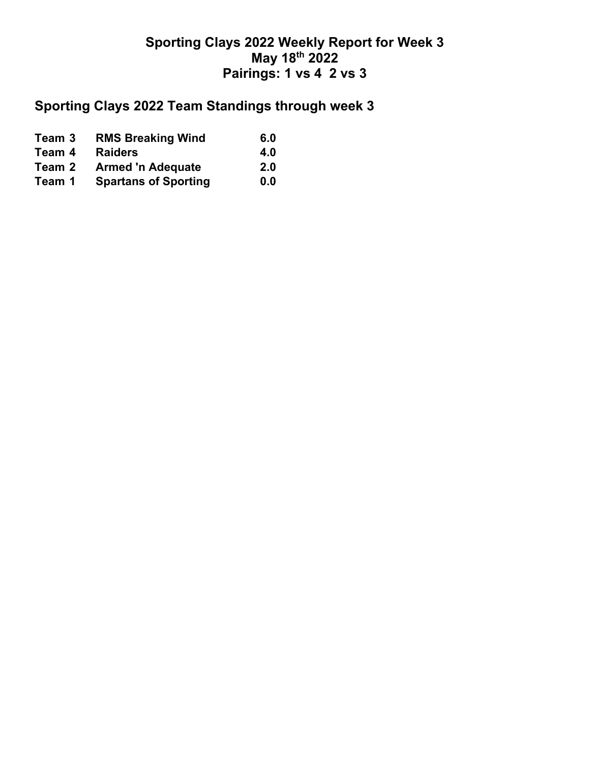# Sporting Clays 2022 Weekly Report for Week 3
# May 18th 2022
# Pairings: 1 vs 4  2 vs 3

## Sporting Clays 2022 Team Standings through week 3

| | | |
|---|---|---|
| **Team 3** | **RMS Breaking Wind** | **6.0** |
| **Team 4** | **Raiders** | **4.0** |
| **Team 2** | **Armed 'n Adequate** | **2.0** |
| **Team 1** | **Spartans of Sporting** | **0.0** |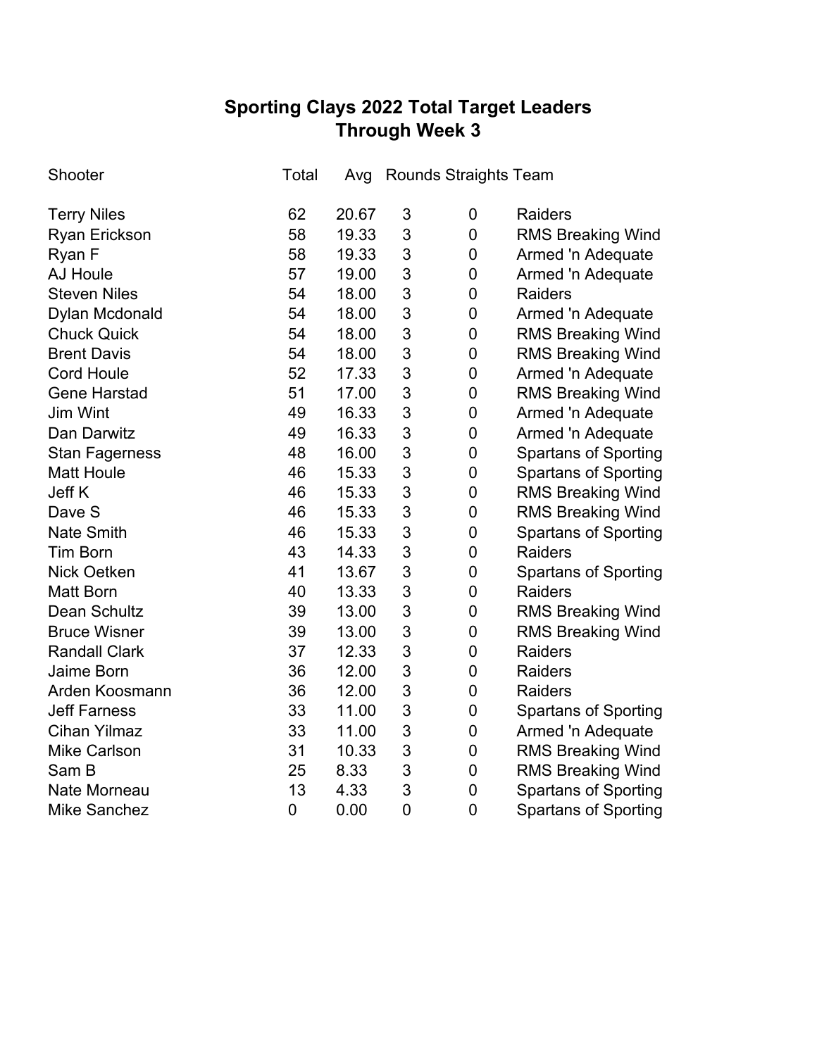# Sporting Clays 2022 Total Target Leaders
## Through Week 3

| Shooter | Total | Avg | Rounds | Straights | Team |
|---|---|---|---|---|---|
| Terry Niles | 62 | 20.67 | 3 | 0 | Raiders |
| Ryan Erickson | 58 | 19.33 | 3 | 0 | RMS Breaking Wind |
| Ryan F | 58 | 19.33 | 3 | 0 | Armed 'n Adequate |
| AJ Houle | 57 | 19.00 | 3 | 0 | Armed 'n Adequate |
| Steven Niles | 54 | 18.00 | 3 | 0 | Raiders |
| Dylan Mcdonald | 54 | 18.00 | 3 | 0 | Armed 'n Adequate |
| Chuck Quick | 54 | 18.00 | 3 | 0 | RMS Breaking Wind |
| Brent Davis | 54 | 18.00 | 3 | 0 | RMS Breaking Wind |
| Cord Houle | 52 | 17.33 | 3 | 0 | Armed 'n Adequate |
| Gene Harstad | 51 | 17.00 | 3 | 0 | RMS Breaking Wind |
| Jim Wint | 49 | 16.33 | 3 | 0 | Armed 'n Adequate |
| Dan Darwitz | 49 | 16.33 | 3 | 0 | Armed 'n Adequate |
| Stan Fagerness | 48 | 16.00 | 3 | 0 | Spartans of Sporting |
| Matt Houle | 46 | 15.33 | 3 | 0 | Spartans of Sporting |
| Jeff K | 46 | 15.33 | 3 | 0 | RMS Breaking Wind |
| Dave S | 46 | 15.33 | 3 | 0 | RMS Breaking Wind |
| Nate Smith | 46 | 15.33 | 3 | 0 | Spartans of Sporting |
| Tim Born | 43 | 14.33 | 3 | 0 | Raiders |
| Nick Oetken | 41 | 13.67 | 3 | 0 | Spartans of Sporting |
| Matt Born | 40 | 13.33 | 3 | 0 | Raiders |
| Dean Schultz | 39 | 13.00 | 3 | 0 | RMS Breaking Wind |
| Bruce Wisner | 39 | 13.00 | 3 | 0 | RMS Breaking Wind |
| Randall Clark | 37 | 12.33 | 3 | 0 | Raiders |
| Jaime Born | 36 | 12.00 | 3 | 0 | Raiders |
| Arden Koosmann | 36 | 12.00 | 3 | 0 | Raiders |
| Jeff Farness | 33 | 11.00 | 3 | 0 | Spartans of Sporting |
| Cihan Yilmaz | 33 | 11.00 | 3 | 0 | Armed 'n Adequate |
| Mike Carlson | 31 | 10.33 | 3 | 0 | RMS Breaking Wind |
| Sam B | 25 | 8.33 | 3 | 0 | RMS Breaking Wind |
| Nate Morneau | 13 | 4.33 | 3 | 0 | Spartans of Sporting |
| Mike Sanchez | 0 | 0.00 | 0 | 0 | Spartans of Sporting |